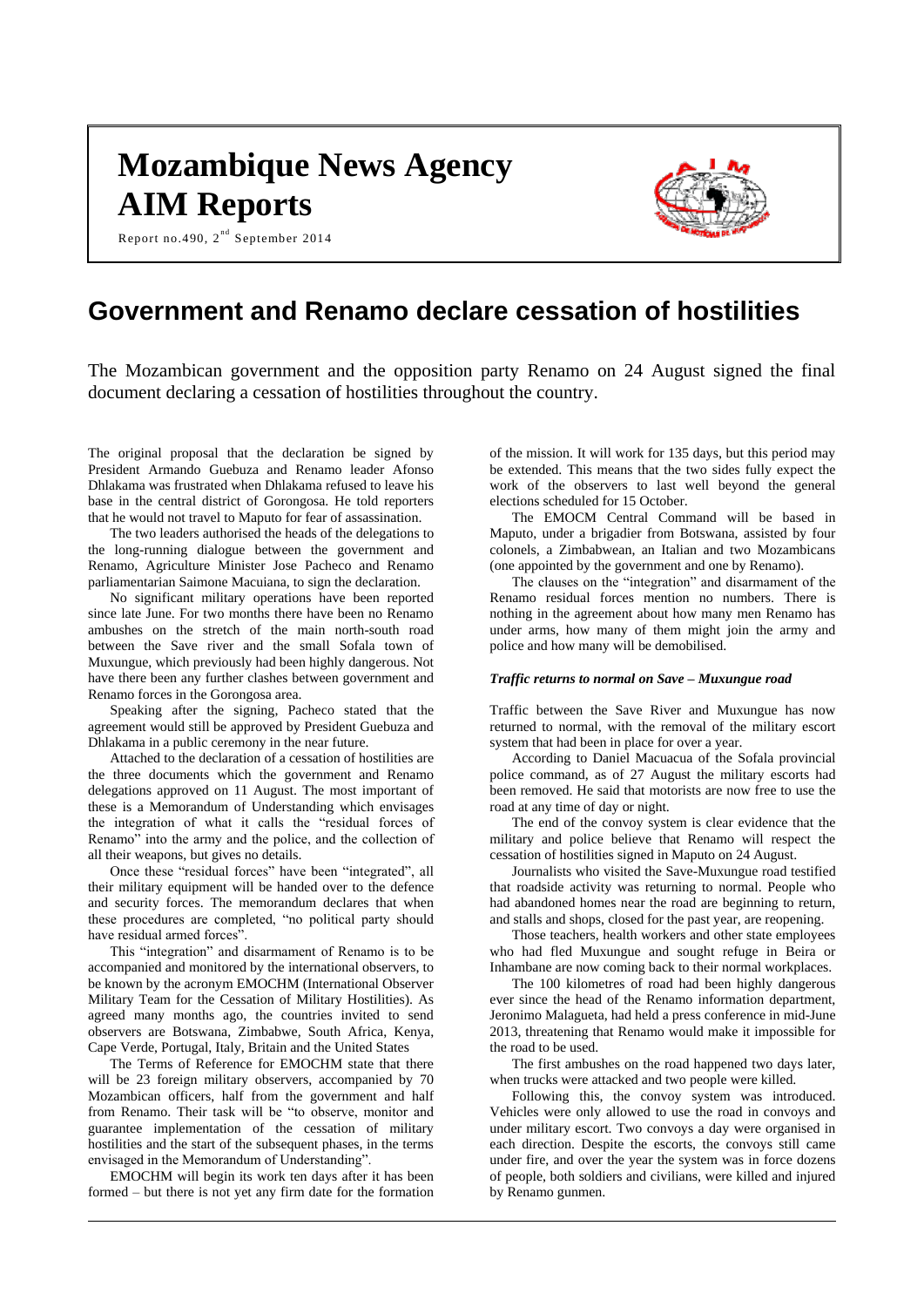# Mozambique News Agency
# AIM Reports

Report no.490, 2nd September 2014

## Government and Renamo declare cessation of hostilities

The Mozambican government and the opposition party Renamo on 24 August signed the final document declaring a cessation of hostilities throughout the country.

The original proposal that the declaration be signed by President Armando Guebuza and Renamo leader Afonso Dhlakama was frustrated when Dhlakama refused to leave his base in the central district of Gorongosa. He told reporters that he would not travel to Maputo for fear of assassination.

The two leaders authorised the heads of the delegations to the long-running dialogue between the government and Renamo, Agriculture Minister Jose Pacheco and Renamo parliamentarian Saimone Macuiana, to sign the declaration.

No significant military operations have been reported since late June. For two months there have been no Renamo ambushes on the stretch of the main north-south road between the Save river and the small Sofala town of Muxungue, which previously had been highly dangerous. Not have there been any further clashes between government and Renamo forces in the Gorongosa area.

Speaking after the signing, Pacheco stated that the agreement would still be approved by President Guebuza and Dhlakama in a public ceremony in the near future.

Attached to the declaration of a cessation of hostilities are the three documents which the government and Renamo delegations approved on 11 August. The most important of these is a Memorandum of Understanding which envisages the integration of what it calls the "residual forces of Renamo" into the army and the police, and the collection of all their weapons, but gives no details.

Once these "residual forces" have been "integrated", all their military equipment will be handed over to the defence and security forces. The memorandum declares that when these procedures are completed, "no political party should have residual armed forces".

This "integration" and disarmament of Renamo is to be accompanied and monitored by the international observers, to be known by the acronym EMOCHM (International Observer Military Team for the Cessation of Military Hostilities). As agreed many months ago, the countries invited to send observers are Botswana, Zimbabwe, South Africa, Kenya, Cape Verde, Portugal, Italy, Britain and the United States

The Terms of Reference for EMOCHM state that there will be 23 foreign military observers, accompanied by 70 Mozambican officers, half from the government and half from Renamo. Their task will be "to observe, monitor and guarantee implementation of the cessation of military hostilities and the start of the subsequent phases, in the terms envisaged in the Memorandum of Understanding".

EMOCHM will begin its work ten days after it has been formed – but there is not yet any firm date for the formation of the mission. It will work for 135 days, but this period may be extended. This means that the two sides fully expect the work of the observers to last well beyond the general elections scheduled for 15 October.

The EMOCM Central Command will be based in Maputo, under a brigadier from Botswana, assisted by four colonels, a Zimbabwean, an Italian and two Mozambicans (one appointed by the government and one by Renamo).

The clauses on the "integration" and disarmament of the Renamo residual forces mention no numbers. There is nothing in the agreement about how many men Renamo has under arms, how many of them might join the army and police and how many will be demobilised.

### *Traffic returns to normal on Save – Muxungue road*

Traffic between the Save River and Muxungue has now returned to normal, with the removal of the military escort system that had been in place for over a year.

According to Daniel Macuacua of the Sofala provincial police command, as of 27 August the military escorts had been removed. He said that motorists are now free to use the road at any time of day or night.

The end of the convoy system is clear evidence that the military and police believe that Renamo will respect the cessation of hostilities signed in Maputo on 24 August.

Journalists who visited the Save-Muxungue road testified that roadside activity was returning to normal. People who had abandoned homes near the road are beginning to return, and stalls and shops, closed for the past year, are reopening.

Those teachers, health workers and other state employees who had fled Muxungue and sought refuge in Beira or Inhambane are now coming back to their normal workplaces.

The 100 kilometres of road had been highly dangerous ever since the head of the Renamo information department, Jeronimo Malagueta, had held a press conference in mid-June 2013, threatening that Renamo would make it impossible for the road to be used.

The first ambushes on the road happened two days later, when trucks were attacked and two people were killed.

Following this, the convoy system was introduced. Vehicles were only allowed to use the road in convoys and under military escort. Two convoys a day were organised in each direction. Despite the escorts, the convoys still came under fire, and over the year the system was in force dozens of people, both soldiers and civilians, were killed and injured by Renamo gunmen.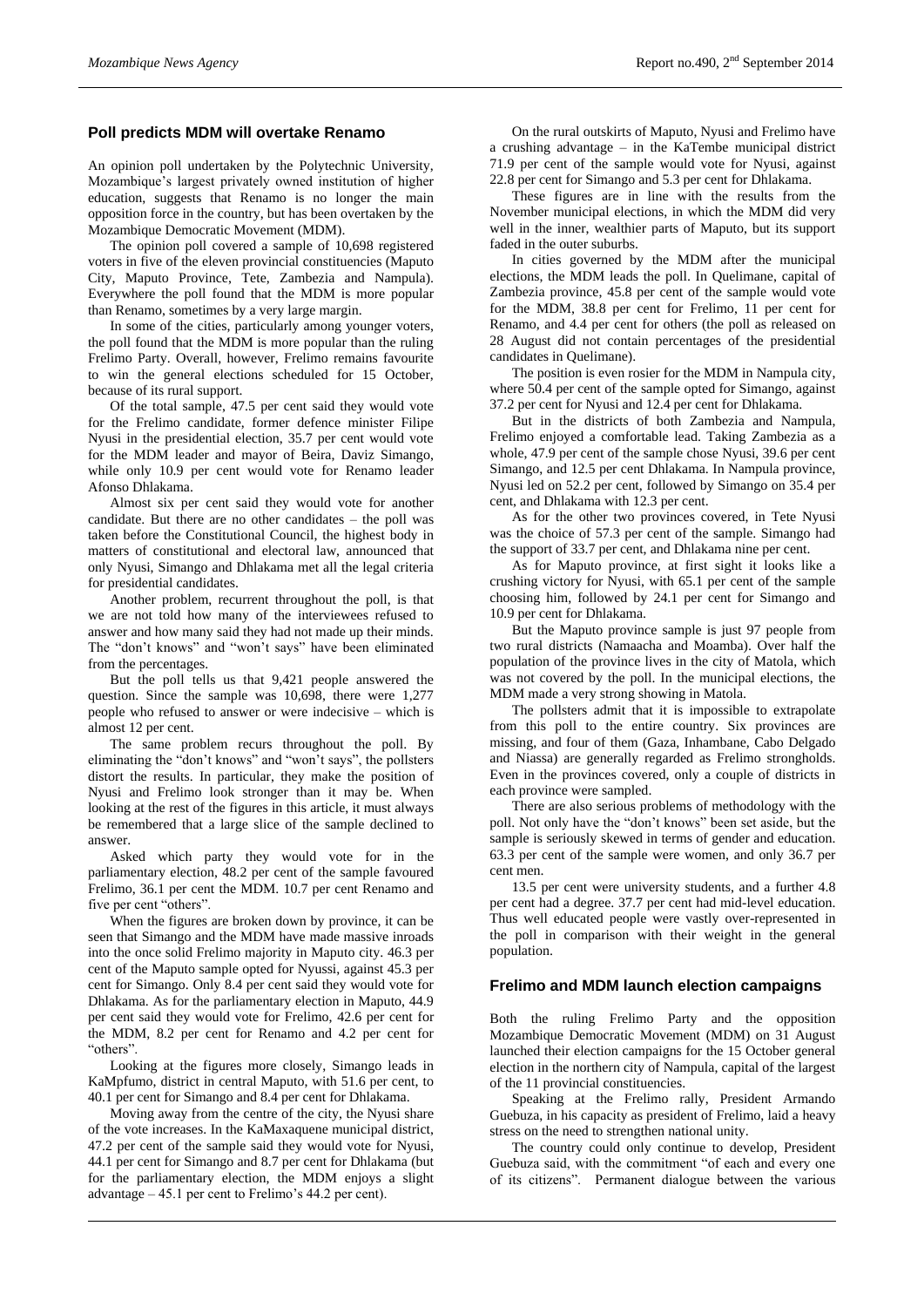## Poll predicts MDM will overtake Renamo

An opinion poll undertaken by the Polytechnic University, Mozambique's largest privately owned institution of higher education, suggests that Renamo is no longer the main opposition force in the country, but has been overtaken by the Mozambique Democratic Movement (MDM).

The opinion poll covered a sample of 10,698 registered voters in five of the eleven provincial constituencies (Maputo City, Maputo Province, Tete, Zambezia and Nampula). Everywhere the poll found that the MDM is more popular than Renamo, sometimes by a very large margin.

In some of the cities, particularly among younger voters, the poll found that the MDM is more popular than the ruling Frelimo Party. Overall, however, Frelimo remains favourite to win the general elections scheduled for 15 October, because of its rural support.

Of the total sample, 47.5 per cent said they would vote for the Frelimo candidate, former defence minister Filipe Nyusi in the presidential election, 35.7 per cent would vote for the MDM leader and mayor of Beira, Daviz Simango, while only 10.9 per cent would vote for Renamo leader Afonso Dhlakama.

Almost six per cent said they would vote for another candidate. But there are no other candidates – the poll was taken before the Constitutional Council, the highest body in matters of constitutional and electoral law, announced that only Nyusi, Simango and Dhlakama met all the legal criteria for presidential candidates.

Another problem, recurrent throughout the poll, is that we are not told how many of the interviewees refused to answer and how many said they had not made up their minds. The "don't knows" and "won't says" have been eliminated from the percentages.

But the poll tells us that 9,421 people answered the question. Since the sample was 10,698, there were 1,277 people who refused to answer or were indecisive – which is almost 12 per cent.

The same problem recurs throughout the poll. By eliminating the "don't knows" and "won't says", the pollsters distort the results. In particular, they make the position of Nyusi and Frelimo look stronger than it may be. When looking at the rest of the figures in this article, it must always be remembered that a large slice of the sample declined to answer.

Asked which party they would vote for in the parliamentary election, 48.2 per cent of the sample favoured Frelimo, 36.1 per cent the MDM. 10.7 per cent Renamo and five per cent "others".

When the figures are broken down by province, it can be seen that Simango and the MDM have made massive inroads into the once solid Frelimo majority in Maputo city. 46.3 per cent of the Maputo sample opted for Nyussi, against 45.3 per cent for Simango. Only 8.4 per cent said they would vote for Dhlakama. As for the parliamentary election in Maputo, 44.9 per cent said they would vote for Frelimo, 42.6 per cent for the MDM, 8.2 per cent for Renamo and 4.2 per cent for "others".

Looking at the figures more closely, Simango leads in KaMpfumo, district in central Maputo, with 51.6 per cent, to 40.1 per cent for Simango and 8.4 per cent for Dhlakama.

Moving away from the centre of the city, the Nyusi share of the vote increases. In the KaMaxaquene municipal district, 47.2 per cent of the sample said they would vote for Nyusi, 44.1 per cent for Simango and 8.7 per cent for Dhlakama (but for the parliamentary election, the MDM enjoys a slight advantage – 45.1 per cent to Frelimo's 44.2 per cent).

On the rural outskirts of Maputo, Nyusi and Frelimo have a crushing advantage – in the KaTembe municipal district 71.9 per cent of the sample would vote for Nyusi, against 22.8 per cent for Simango and 5.3 per cent for Dhlakama.

These figures are in line with the results from the November municipal elections, in which the MDM did very well in the inner, wealthier parts of Maputo, but its support faded in the outer suburbs.

In cities governed by the MDM after the municipal elections, the MDM leads the poll. In Quelimane, capital of Zambezia province, 45.8 per cent of the sample would vote for the MDM, 38.8 per cent for Frelimo, 11 per cent for Renamo, and 4.4 per cent for others (the poll as released on 28 August did not contain percentages of the presidential candidates in Quelimane).

The position is even rosier for the MDM in Nampula city, where 50.4 per cent of the sample opted for Simango, against 37.2 per cent for Nyusi and 12.4 per cent for Dhlakama.

But in the districts of both Zambezia and Nampula, Frelimo enjoyed a comfortable lead. Taking Zambezia as a whole, 47.9 per cent of the sample chose Nyusi, 39.6 per cent Simango, and 12.5 per cent Dhlakama. In Nampula province, Nyusi led on 52.2 per cent, followed by Simango on 35.4 per cent, and Dhlakama with 12.3 per cent.

As for the other two provinces covered, in Tete Nyusi was the choice of 57.3 per cent of the sample. Simango had the support of 33.7 per cent, and Dhlakama nine per cent.

As for Maputo province, at first sight it looks like a crushing victory for Nyusi, with 65.1 per cent of the sample choosing him, followed by 24.1 per cent for Simango and 10.9 per cent for Dhlakama.

But the Maputo province sample is just 97 people from two rural districts (Namaacha and Moamba). Over half the population of the province lives in the city of Matola, which was not covered by the poll. In the municipal elections, the MDM made a very strong showing in Matola.

The pollsters admit that it is impossible to extrapolate from this poll to the entire country. Six provinces are missing, and four of them (Gaza, Inhambane, Cabo Delgado and Niassa) are generally regarded as Frelimo strongholds. Even in the provinces covered, only a couple of districts in each province were sampled.

There are also serious problems of methodology with the poll. Not only have the "don't knows" been set aside, but the sample is seriously skewed in terms of gender and education. 63.3 per cent of the sample were women, and only 36.7 per cent men.

13.5 per cent were university students, and a further 4.8 per cent had a degree. 37.7 per cent had mid-level education. Thus well educated people were vastly over-represented in the poll in comparison with their weight in the general population.

## Frelimo and MDM launch election campaigns

Both the ruling Frelimo Party and the opposition Mozambique Democratic Movement (MDM) on 31 August launched their election campaigns for the 15 October general election in the northern city of Nampula, capital of the largest of the 11 provincial constituencies.

Speaking at the Frelimo rally, President Armando Guebuza, in his capacity as president of Frelimo, laid a heavy stress on the need to strengthen national unity.

The country could only continue to develop, President Guebuza said, with the commitment "of each and every one of its citizens". Permanent dialogue between the various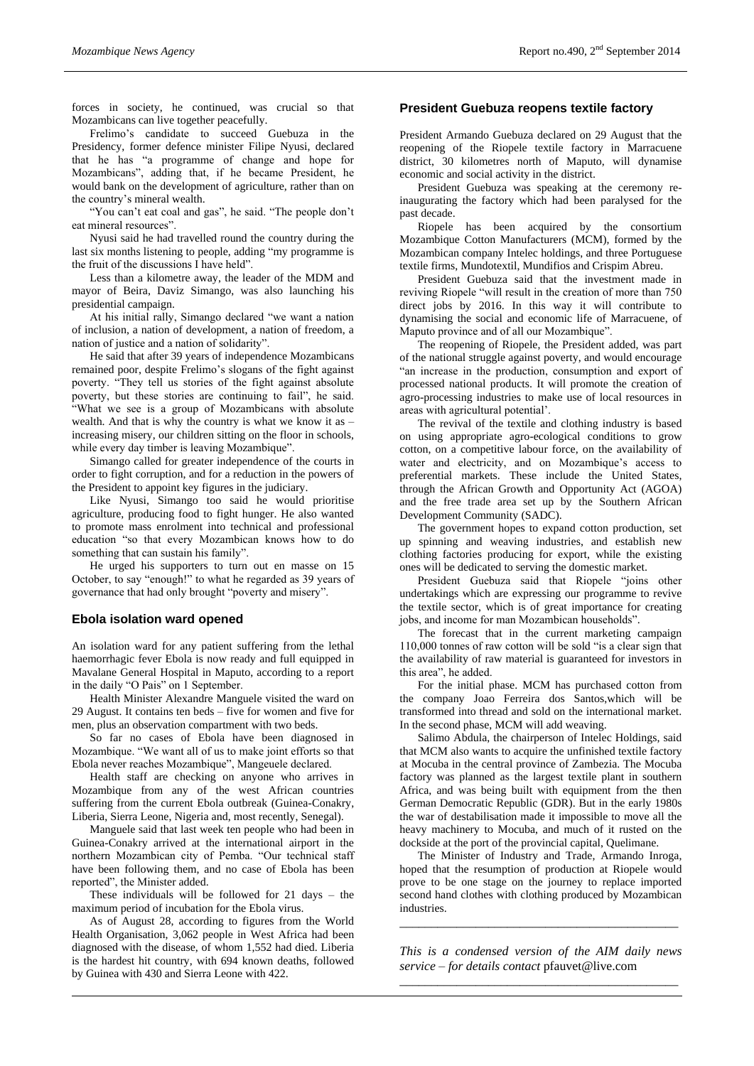forces in society, he continued, was crucial so that Mozambicans can live together peacefully.

Frelimo's candidate to succeed Guebuza in the Presidency, former defence minister Filipe Nyusi, declared that he has "a programme of change and hope for Mozambicans", adding that, if he became President, he would bank on the development of agriculture, rather than on the country's mineral wealth.

"You can't eat coal and gas", he said. "The people don't eat mineral resources".

Nyusi said he had travelled round the country during the last six months listening to people, adding "my programme is the fruit of the discussions I have held".

Less than a kilometre away, the leader of the MDM and mayor of Beira, Daviz Simango, was also launching his presidential campaign.

At his initial rally, Simango declared "we want a nation of inclusion, a nation of development, a nation of freedom, a nation of justice and a nation of solidarity".

He said that after 39 years of independence Mozambicans remained poor, despite Frelimo's slogans of the fight against poverty. "They tell us stories of the fight against absolute poverty, but these stories are continuing to fail", he said. "What we see is a group of Mozambicans with absolute wealth. And that is why the country is what we know it as – increasing misery, our children sitting on the floor in schools, while every day timber is leaving Mozambique".

Simango called for greater independence of the courts in order to fight corruption, and for a reduction in the powers of the President to appoint key figures in the judiciary.

Like Nyusi, Simango too said he would prioritise agriculture, producing food to fight hunger. He also wanted to promote mass enrolment into technical and professional education "so that every Mozambican knows how to do something that can sustain his family".

He urged his supporters to turn out en masse on 15 October, to say "enough!" to what he regarded as 39 years of governance that had only brought "poverty and misery".

## Ebola isolation ward opened

An isolation ward for any patient suffering from the lethal haemorrhagic fever Ebola is now ready and full equipped in Mavalane General Hospital in Maputo, according to a report in the daily "O Pais" on 1 September.

Health Minister Alexandre Manguele visited the ward on 29 August. It contains ten beds – five for women and five for men, plus an observation compartment with two beds.

So far no cases of Ebola have been diagnosed in Mozambique. "We want all of us to make joint efforts so that Ebola never reaches Mozambique", Mangeuele declared.

Health staff are checking on anyone who arrives in Mozambique from any of the west African countries suffering from the current Ebola outbreak (Guinea-Conakry, Liberia, Sierra Leone, Nigeria and, most recently, Senegal).

Manguele said that last week ten people who had been in Guinea-Conakry arrived at the international airport in the northern Mozambican city of Pemba. "Our technical staff have been following them, and no case of Ebola has been reported", the Minister added.

These individuals will be followed for 21 days – the maximum period of incubation for the Ebola virus.

As of August 28, according to figures from the World Health Organisation, 3,062 people in West Africa had been diagnosed with the disease, of whom 1,552 had died. Liberia is the hardest hit country, with 694 known deaths, followed by Guinea with 430 and Sierra Leone with 422.

## President Guebuza reopens textile factory

President Armando Guebuza declared on 29 August that the reopening of the Riopele textile factory in Marracuene district, 30 kilometres north of Maputo, will dynamise economic and social activity in the district.

President Guebuza was speaking at the ceremony re-inaugurating the factory which had been paralysed for the past decade.

Riopele has been acquired by the consortium Mozambique Cotton Manufacturers (MCM), formed by the Mozambican company Intelec holdings, and three Portuguese textile firms, Mundotextil, Mundifios and Crispim Abreu.

President Guebuza said that the investment made in reviving Riopele "will result in the creation of more than 750 direct jobs by 2016. In this way it will contribute to dynamising the social and economic life of Marracuene, of Maputo province and of all our Mozambique".

The reopening of Riopele, the President added, was part of the national struggle against poverty, and would encourage "an increase in the production, consumption and export of processed national products. It will promote the creation of agro-processing industries to make use of local resources in areas with agricultural potential'.

The revival of the textile and clothing industry is based on using appropriate agro-ecological conditions to grow cotton, on a competitive labour force, on the availability of water and electricity, and on Mozambique's access to preferential markets. These include the United States, through the African Growth and Opportunity Act (AGOA) and the free trade area set up by the Southern African Development Community (SADC).

The government hopes to expand cotton production, set up spinning and weaving industries, and establish new clothing factories producing for export, while the existing ones will be dedicated to serving the domestic market.

President Guebuza said that Riopele "joins other undertakings which are expressing our programme to revive the textile sector, which is of great importance for creating jobs, and income for man Mozambican households".

The forecast that in the current marketing campaign 110,000 tonnes of raw cotton will be sold "is a clear sign that the availability of raw material is guaranteed for investors in this area", he added.

For the initial phase. MCM has purchased cotton from the company Joao Ferreira dos Santos,which will be transformed into thread and sold on the international market. In the second phase, MCM will add weaving.

Salimo Abdula, the chairperson of Intelec Holdings, said that MCM also wants to acquire the unfinished textile factory at Mocuba in the central province of Zambezia. The Mocuba factory was planned as the largest textile plant in southern Africa, and was being built with equipment from the then German Democratic Republic (GDR). But in the early 1980s the war of destabilisation made it impossible to move all the heavy machinery to Mocuba, and much of it rusted on the dockside at the port of the provincial capital, Quelimane.

The Minister of Industry and Trade, Armando Inroga, hoped that the resumption of production at Riopele would prove to be one stage on the journey to replace imported second hand clothes with clothing produced by Mozambican industries.

---

*This is a condensed version of the AIM daily news service – for details contact* pfauvet@live.com

---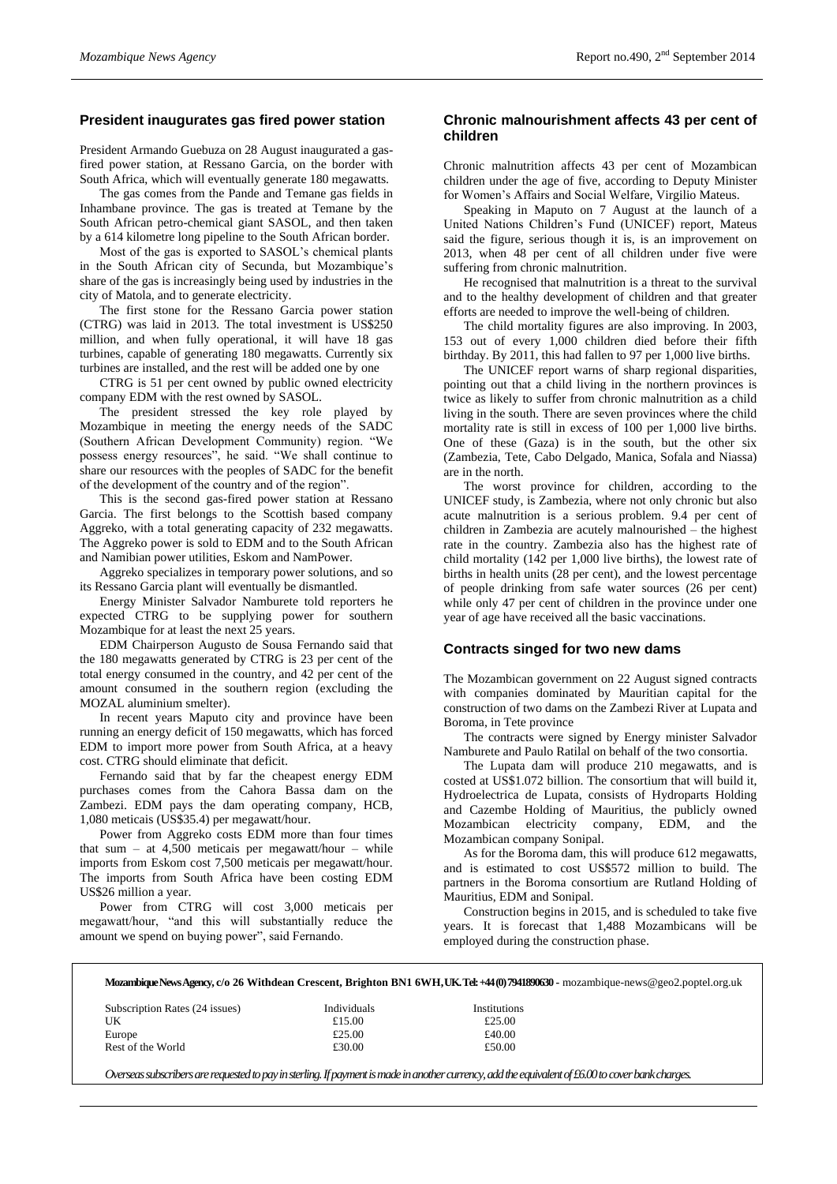## President inaugurates gas fired power station

President Armando Guebuza on 28 August inaugurated a gas-fired power station, at Ressano Garcia, on the border with South Africa, which will eventually generate 180 megawatts.

The gas comes from the Pande and Temane gas fields in Inhambane province. The gas is treated at Temane by the South African petro-chemical giant SASOL, and then taken by a 614 kilometre long pipeline to the South African border.

Most of the gas is exported to SASOL's chemical plants in the South African city of Secunda, but Mozambique's share of the gas is increasingly being used by industries in the city of Matola, and to generate electricity.

The first stone for the Ressano Garcia power station (CTRG) was laid in 2013. The total investment is US$250 million, and when fully operational, it will have 18 gas turbines, capable of generating 180 megawatts. Currently six turbines are installed, and the rest will be added one by one

CTRG is 51 per cent owned by public owned electricity company EDM with the rest owned by SASOL.

The president stressed the key role played by Mozambique in meeting the energy needs of the SADC (Southern African Development Community) region. "We possess energy resources", he said. "We shall continue to share our resources with the peoples of SADC for the benefit of the development of the country and of the region".

This is the second gas-fired power station at Ressano Garcia. The first belongs to the Scottish based company Aggreko, with a total generating capacity of 232 megawatts. The Aggreko power is sold to EDM and to the South African and Namibian power utilities, Eskom and NamPower.

Aggreko specializes in temporary power solutions, and so its Ressano Garcia plant will eventually be dismantled.

Energy Minister Salvador Namburete told reporters he expected CTRG to be supplying power for southern Mozambique for at least the next 25 years.

EDM Chairperson Augusto de Sousa Fernando said that the 180 megawatts generated by CTRG is 23 per cent of the total energy consumed in the country, and 42 per cent of the amount consumed in the southern region (excluding the MOZAL aluminium smelter).

In recent years Maputo city and province have been running an energy deficit of 150 megawatts, which has forced EDM to import more power from South Africa, at a heavy cost. CTRG should eliminate that deficit.

Fernando said that by far the cheapest energy EDM purchases comes from the Cahora Bassa dam on the Zambezi. EDM pays the dam operating company, HCB, 1,080 meticais (US$35.4) per megawatt/hour.

Power from Aggreko costs EDM more than four times that sum – at 4,500 meticais per megawatt/hour – while imports from Eskom cost 7,500 meticais per megawatt/hour. The imports from South Africa have been costing EDM US$26 million a year.

Power from CTRG will cost 3,000 meticais per megawatt/hour, "and this will substantially reduce the amount we spend on buying power", said Fernando.

## Chronic malnourishment affects 43 per cent of children

Chronic malnutrition affects 43 per cent of Mozambican children under the age of five, according to Deputy Minister for Women's Affairs and Social Welfare, Virgilio Mateus.

Speaking in Maputo on 7 August at the launch of a United Nations Children's Fund (UNICEF) report, Mateus said the figure, serious though it is, is an improvement on 2013, when 48 per cent of all children under five were suffering from chronic malnutrition.

He recognised that malnutrition is a threat to the survival and to the healthy development of children and that greater efforts are needed to improve the well-being of children.

The child mortality figures are also improving. In 2003, 153 out of every 1,000 children died before their fifth birthday. By 2011, this had fallen to 97 per 1,000 live births.

The UNICEF report warns of sharp regional disparities, pointing out that a child living in the northern provinces is twice as likely to suffer from chronic malnutrition as a child living in the south. There are seven provinces where the child mortality rate is still in excess of 100 per 1,000 live births. One of these (Gaza) is in the south, but the other six (Zambezia, Tete, Cabo Delgado, Manica, Sofala and Niassa) are in the north.

The worst province for children, according to the UNICEF study, is Zambezia, where not only chronic but also acute malnutrition is a serious problem. 9.4 per cent of children in Zambezia are acutely malnourished – the highest rate in the country. Zambezia also has the highest rate of child mortality (142 per 1,000 live births), the lowest rate of births in health units (28 per cent), and the lowest percentage of people drinking from safe water sources (26 per cent) while only 47 per cent of children in the province under one year of age have received all the basic vaccinations.

## Contracts singed for two new dams

The Mozambican government on 22 August signed contracts with companies dominated by Mauritian capital for the construction of two dams on the Zambezi River at Lupata and Boroma, in Tete province

The contracts were signed by Energy minister Salvador Namburete and Paulo Ratilal on behalf of the two consortia.

The Lupata dam will produce 210 megawatts, and is costed at US$1.072 billion. The consortium that will build it, Hydroelectrica de Lupata, consists of Hydroparts Holding and Cazembe Holding of Mauritius, the publicly owned Mozambican electricity company, EDM, and the Mozambican company Sonipal.

As for the Boroma dam, this will produce 612 megawatts, and is estimated to cost US$572 million to build. The partners in the Boroma consortium are Rutland Holding of Mauritius, EDM and Sonipal.

Construction begins in 2015, and is scheduled to take five years. It is forecast that 1,488 Mozambicans will be employed during the construction phase.

**Mozambique News Agency, c/o 26 Withdean Crescent, Brighton BN1 6WH, UK. Tel: +44 (0) 7941890630 -** mozambique-news@geo2.poptel.org.uk

| Subscription Rates (24 issues) | Individuals | Institutions |
|---|---|---|
| UK | £15.00 | £25.00 |
| Europe | £25.00 | £40.00 |
| Rest of the World | £30.00 | £50.00 |

*Overseas subscribers are requested to pay in sterling. If payment is made in another currency, add the equivalent of £6.00 to cover bank charges.*